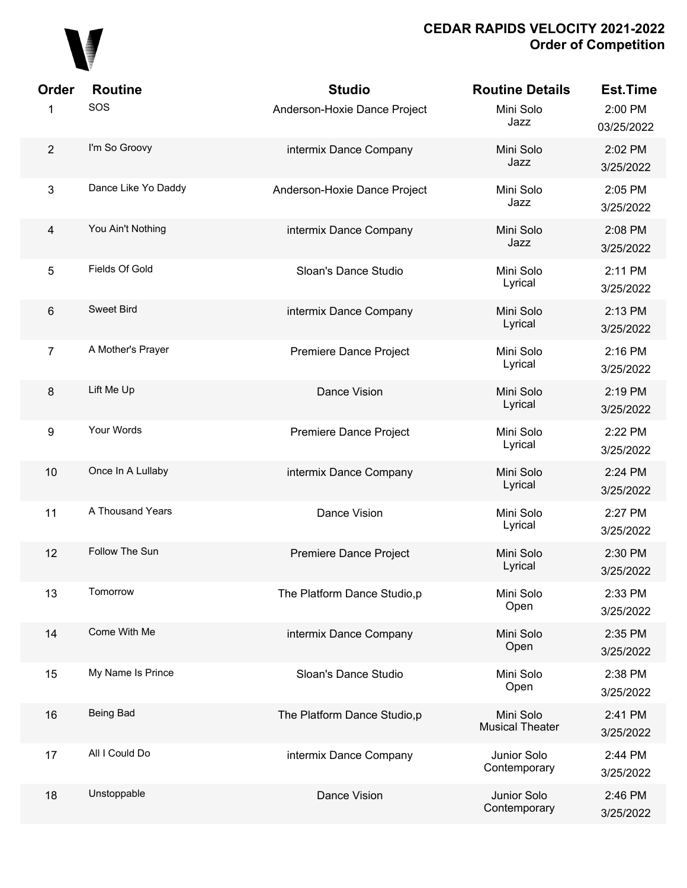# CEDAR RAPIDS VELOCITY 2021-2022
## Order of Competition

| Order | Routine | Studio | Routine Details | Est.Time |
|---|---|---|---|---|
| 1 | SOS | Anderson-Hoxie Dance Project | Mini Solo Jazz | 2:00 PM 03/25/2022 |
| 2 | I'm So Groovy | intermix Dance Company | Mini Solo Jazz | 2:02 PM 3/25/2022 |
| 3 | Dance Like Yo Daddy | Anderson-Hoxie Dance Project | Mini Solo Jazz | 2:05 PM 3/25/2022 |
| 4 | You Ain't Nothing | intermix Dance Company | Mini Solo Jazz | 2:08 PM 3/25/2022 |
| 5 | Fields Of Gold | Sloan's Dance Studio | Mini Solo Lyrical | 2:11 PM 3/25/2022 |
| 6 | Sweet Bird | intermix Dance Company | Mini Solo Lyrical | 2:13 PM 3/25/2022 |
| 7 | A Mother's Prayer | Premiere Dance Project | Mini Solo Lyrical | 2:16 PM 3/25/2022 |
| 8 | Lift Me Up | Dance Vision | Mini Solo Lyrical | 2:19 PM 3/25/2022 |
| 9 | Your Words | Premiere Dance Project | Mini Solo Lyrical | 2:22 PM 3/25/2022 |
| 10 | Once In A Lullaby | intermix Dance Company | Mini Solo Lyrical | 2:24 PM 3/25/2022 |
| 11 | A Thousand Years | Dance Vision | Mini Solo Lyrical | 2:27 PM 3/25/2022 |
| 12 | Follow The Sun | Premiere Dance Project | Mini Solo Lyrical | 2:30 PM 3/25/2022 |
| 13 | Tomorrow | The Platform Dance Studio,p | Mini Solo Open | 2:33 PM 3/25/2022 |
| 14 | Come With Me | intermix Dance Company | Mini Solo Open | 2:35 PM 3/25/2022 |
| 15 | My Name Is Prince | Sloan's Dance Studio | Mini Solo Open | 2:38 PM 3/25/2022 |
| 16 | Being Bad | The Platform Dance Studio,p | Mini Solo Musical Theater | 2:41 PM 3/25/2022 |
| 17 | All I Could Do | intermix Dance Company | Junior Solo Contemporary | 2:44 PM 3/25/2022 |
| 18 | Unstoppable | Dance Vision | Junior Solo Contemporary | 2:46 PM 3/25/2022 |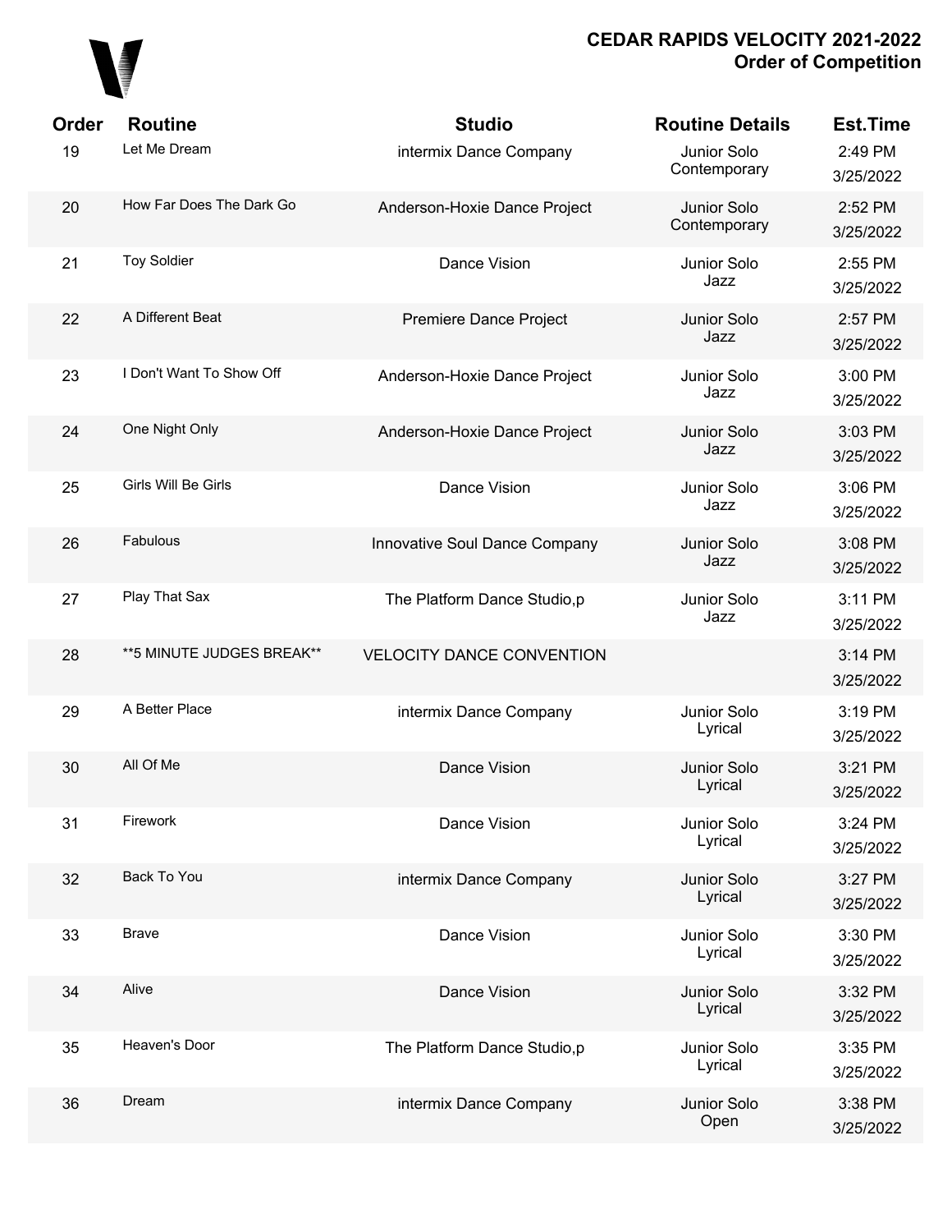# CEDAR RAPIDS VELOCITY 2021-2022
## Order of Competition

| Order | Routine | Studio | Routine Details | Est.Time |
|---|---|---|---|---|
| 19 | Let Me Dream | intermix Dance Company | Junior Solo Contemporary | 2:49 PM 3/25/2022 |
| 20 | How Far Does The Dark Go | Anderson-Hoxie Dance Project | Junior Solo Contemporary | 2:52 PM 3/25/2022 |
| 21 | Toy Soldier | Dance Vision | Junior Solo Jazz | 2:55 PM 3/25/2022 |
| 22 | A Different Beat | Premiere Dance Project | Junior Solo Jazz | 2:57 PM 3/25/2022 |
| 23 | I Don't Want To Show Off | Anderson-Hoxie Dance Project | Junior Solo Jazz | 3:00 PM 3/25/2022 |
| 24 | One Night Only | Anderson-Hoxie Dance Project | Junior Solo Jazz | 3:03 PM 3/25/2022 |
| 25 | Girls Will Be Girls | Dance Vision | Junior Solo Jazz | 3:06 PM 3/25/2022 |
| 26 | Fabulous | Innovative Soul Dance Company | Junior Solo Jazz | 3:08 PM 3/25/2022 |
| 27 | Play That Sax | The Platform Dance Studio,p | Junior Solo Jazz | 3:11 PM 3/25/2022 |
| 28 | **5 MINUTE JUDGES BREAK** | VELOCITY DANCE CONVENTION | | 3:14 PM 3/25/2022 |
| 29 | A Better Place | intermix Dance Company | Junior Solo Lyrical | 3:19 PM 3/25/2022 |
| 30 | All Of Me | Dance Vision | Junior Solo Lyrical | 3:21 PM 3/25/2022 |
| 31 | Firework | Dance Vision | Junior Solo Lyrical | 3:24 PM 3/25/2022 |
| 32 | Back To You | intermix Dance Company | Junior Solo Lyrical | 3:27 PM 3/25/2022 |
| 33 | Brave | Dance Vision | Junior Solo Lyrical | 3:30 PM 3/25/2022 |
| 34 | Alive | Dance Vision | Junior Solo Lyrical | 3:32 PM 3/25/2022 |
| 35 | Heaven's Door | The Platform Dance Studio,p | Junior Solo Lyrical | 3:35 PM 3/25/2022 |
| 36 | Dream | intermix Dance Company | Junior Solo Open | 3:38 PM 3/25/2022 |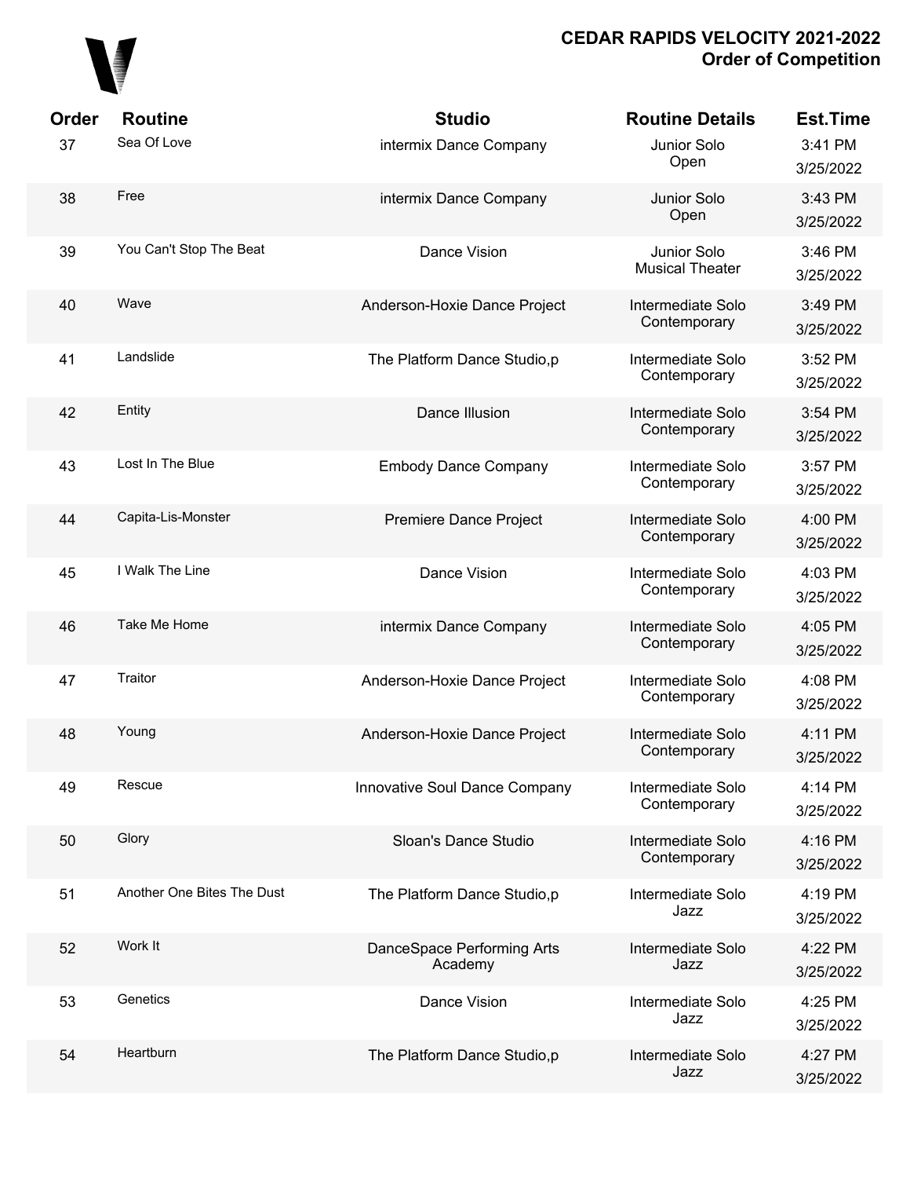| Order | Routine | Studio | Routine Details | Est.Time |
|---|---|---|---|---|
| 37 | Sea Of Love | intermix Dance Company | Junior Solo Open | 3:41 PM 3/25/2022 |
| 38 | Free | intermix Dance Company | Junior Solo Open | 3:43 PM 3/25/2022 |
| 39 | You Can't Stop The Beat | Dance Vision | Junior Solo Musical Theater | 3:46 PM 3/25/2022 |
| 40 | Wave | Anderson-Hoxie Dance Project | Intermediate Solo Contemporary | 3:49 PM 3/25/2022 |
| 41 | Landslide | The Platform Dance Studio,p | Intermediate Solo Contemporary | 3:52 PM 3/25/2022 |
| 42 | Entity | Dance Illusion | Intermediate Solo Contemporary | 3:54 PM 3/25/2022 |
| 43 | Lost In The Blue | Embody Dance Company | Intermediate Solo Contemporary | 3:57 PM 3/25/2022 |
| 44 | Capita-Lis-Monster | Premiere Dance Project | Intermediate Solo Contemporary | 4:00 PM 3/25/2022 |
| 45 | I Walk The Line | Dance Vision | Intermediate Solo Contemporary | 4:03 PM 3/25/2022 |
| 46 | Take Me Home | intermix Dance Company | Intermediate Solo Contemporary | 4:05 PM 3/25/2022 |
| 47 | Traitor | Anderson-Hoxie Dance Project | Intermediate Solo Contemporary | 4:08 PM 3/25/2022 |
| 48 | Young | Anderson-Hoxie Dance Project | Intermediate Solo Contemporary | 4:11 PM 3/25/2022 |
| 49 | Rescue | Innovative Soul Dance Company | Intermediate Solo Contemporary | 4:14 PM 3/25/2022 |
| 50 | Glory | Sloan's Dance Studio | Intermediate Solo Contemporary | 4:16 PM 3/25/2022 |
| 51 | Another One Bites The Dust | The Platform Dance Studio,p | Intermediate Solo Jazz | 4:19 PM 3/25/2022 |
| 52 | Work It | DanceSpace Performing Arts Academy | Intermediate Solo Jazz | 4:22 PM 3/25/2022 |
| 53 | Genetics | Dance Vision | Intermediate Solo Jazz | 4:25 PM 3/25/2022 |
| 54 | Heartburn | The Platform Dance Studio,p | Intermediate Solo Jazz | 4:27 PM 3/25/2022 |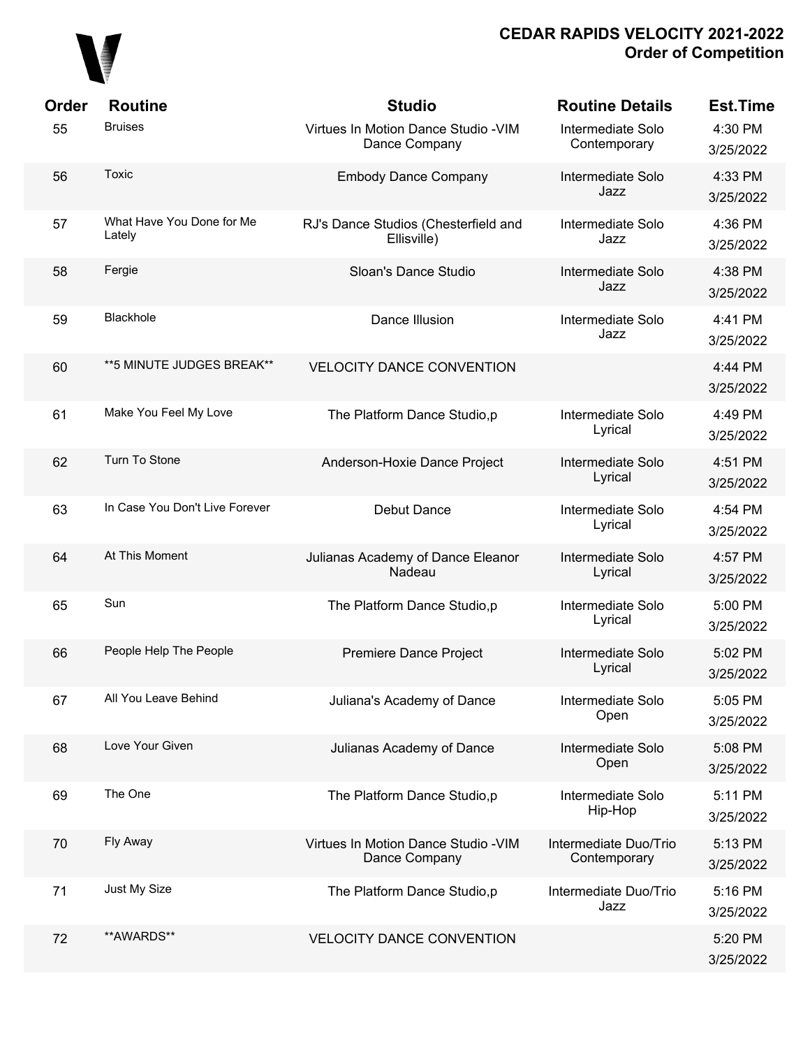**CEDAR RAPIDS VELOCITY 2021-2022**
**Order of Competition**

| Order | Routine | Studio | Routine Details | Est.Time |
|---|---|---|---|---|
| 55 | Bruises | Virtues In Motion Dance Studio -VIM Dance Company | Intermediate Solo Contemporary | 4:30 PM 3/25/2022 |
| 56 | Toxic | Embody Dance Company | Intermediate Solo Jazz | 4:33 PM 3/25/2022 |
| 57 | What Have You Done for Me Lately | RJ's Dance Studios (Chesterfield and Ellisville) | Intermediate Solo Jazz | 4:36 PM 3/25/2022 |
| 58 | Fergie | Sloan's Dance Studio | Intermediate Solo Jazz | 4:38 PM 3/25/2022 |
| 59 | Blackhole | Dance Illusion | Intermediate Solo Jazz | 4:41 PM 3/25/2022 |
| 60 | **5 MINUTE JUDGES BREAK** | VELOCITY DANCE CONVENTION | | 4:44 PM 3/25/2022 |
| 61 | Make You Feel My Love | The Platform Dance Studio,p | Intermediate Solo Lyrical | 4:49 PM 3/25/2022 |
| 62 | Turn To Stone | Anderson-Hoxie Dance Project | Intermediate Solo Lyrical | 4:51 PM 3/25/2022 |
| 63 | In Case You Don't Live Forever | Debut Dance | Intermediate Solo Lyrical | 4:54 PM 3/25/2022 |
| 64 | At This Moment | Julianas Academy of Dance Eleanor Nadeau | Intermediate Solo Lyrical | 4:57 PM 3/25/2022 |
| 65 | Sun | The Platform Dance Studio,p | Intermediate Solo Lyrical | 5:00 PM 3/25/2022 |
| 66 | People Help The People | Premiere Dance Project | Intermediate Solo Lyrical | 5:02 PM 3/25/2022 |
| 67 | All You Leave Behind | Juliana's Academy of Dance | Intermediate Solo Open | 5:05 PM 3/25/2022 |
| 68 | Love Your Given | Julianas Academy of Dance | Intermediate Solo Open | 5:08 PM 3/25/2022 |
| 69 | The One | The Platform Dance Studio,p | Intermediate Solo Hip-Hop | 5:11 PM 3/25/2022 |
| 70 | Fly Away | Virtues In Motion Dance Studio -VIM Dance Company | Intermediate Duo/Trio Contemporary | 5:13 PM 3/25/2022 |
| 71 | Just My Size | The Platform Dance Studio,p | Intermediate Duo/Trio Jazz | 5:16 PM 3/25/2022 |
| 72 | **AWARDS** | VELOCITY DANCE CONVENTION | | 5:20 PM 3/25/2022 |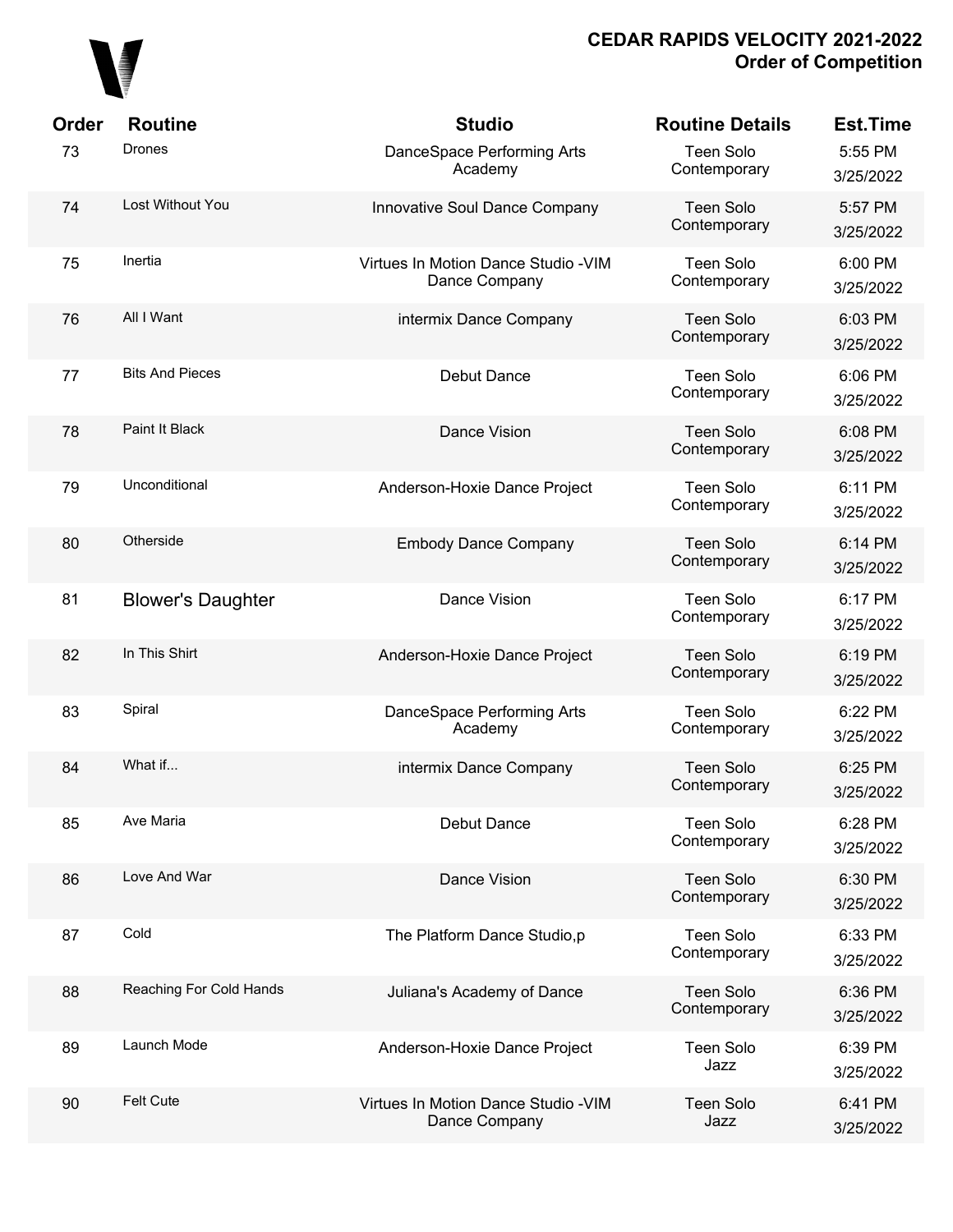## CEDAR RAPIDS VELOCITY 2021-2022
## Order of Competition

| Order | Routine | Studio | Routine Details | Est.Time |
|---|---|---|---|---|
| 73 | Drones | DanceSpace Performing Arts Academy | Teen Solo Contemporary | 5:55 PM 3/25/2022 |
| 74 | Lost Without You | Innovative Soul Dance Company | Teen Solo Contemporary | 5:57 PM 3/25/2022 |
| 75 | Inertia | Virtues In Motion Dance Studio -VIM Dance Company | Teen Solo Contemporary | 6:00 PM 3/25/2022 |
| 76 | All I Want | intermix Dance Company | Teen Solo Contemporary | 6:03 PM 3/25/2022 |
| 77 | Bits And Pieces | Debut Dance | Teen Solo Contemporary | 6:06 PM 3/25/2022 |
| 78 | Paint It Black | Dance Vision | Teen Solo Contemporary | 6:08 PM 3/25/2022 |
| 79 | Unconditional | Anderson-Hoxie Dance Project | Teen Solo Contemporary | 6:11 PM 3/25/2022 |
| 80 | Otherside | Embody Dance Company | Teen Solo Contemporary | 6:14 PM 3/25/2022 |
| 81 | Blower's Daughter | Dance Vision | Teen Solo Contemporary | 6:17 PM 3/25/2022 |
| 82 | In This Shirt | Anderson-Hoxie Dance Project | Teen Solo Contemporary | 6:19 PM 3/25/2022 |
| 83 | Spiral | DanceSpace Performing Arts Academy | Teen Solo Contemporary | 6:22 PM 3/25/2022 |
| 84 | What if... | intermix Dance Company | Teen Solo Contemporary | 6:25 PM 3/25/2022 |
| 85 | Ave Maria | Debut Dance | Teen Solo Contemporary | 6:28 PM 3/25/2022 |
| 86 | Love And War | Dance Vision | Teen Solo Contemporary | 6:30 PM 3/25/2022 |
| 87 | Cold | The Platform Dance Studio,p | Teen Solo Contemporary | 6:33 PM 3/25/2022 |
| 88 | Reaching For Cold Hands | Juliana's Academy of Dance | Teen Solo Contemporary | 6:36 PM 3/25/2022 |
| 89 | Launch Mode | Anderson-Hoxie Dance Project | Teen Solo Jazz | 6:39 PM 3/25/2022 |
| 90 | Felt Cute | Virtues In Motion Dance Studio -VIM Dance Company | Teen Solo Jazz | 6:41 PM 3/25/2022 |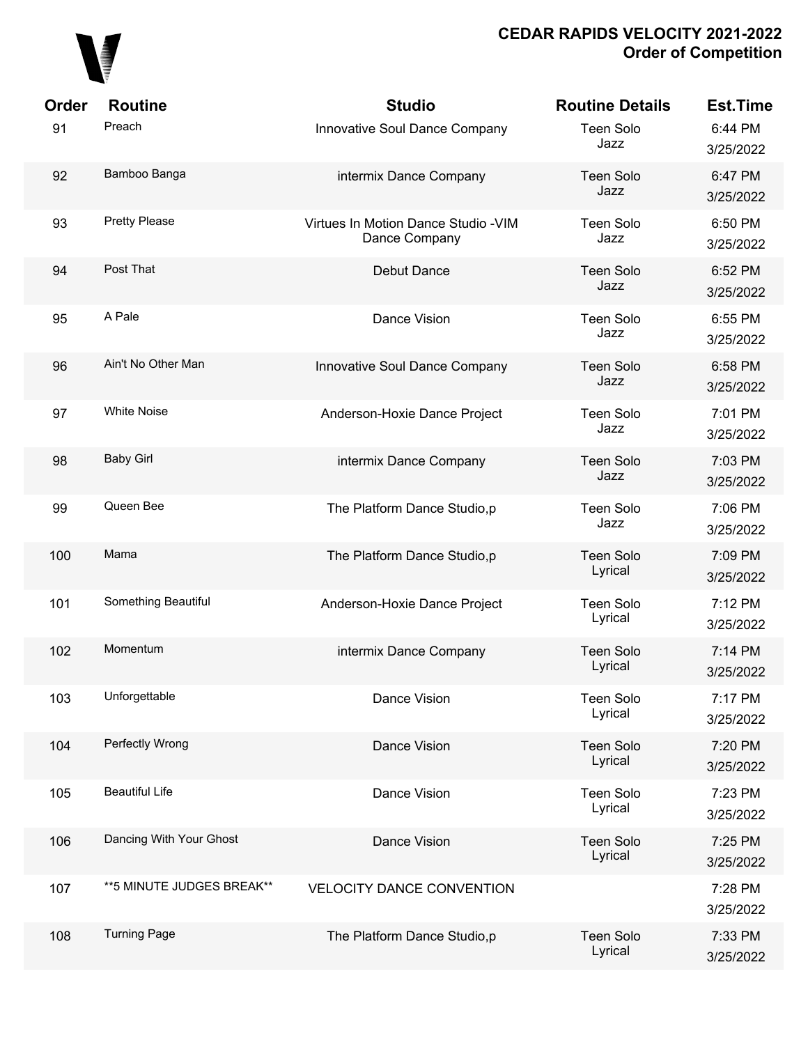| Order | Routine | Studio | Routine Details | Est.Time |
|---|---|---|---|---|
| 91 | Preach | Innovative Soul Dance Company | Teen Solo Jazz | 6:44 PM 3/25/2022 |
| 92 | Bamboo Banga | intermix Dance Company | Teen Solo Jazz | 6:47 PM 3/25/2022 |
| 93 | Pretty Please | Virtues In Motion Dance Studio -VIM Dance Company | Teen Solo Jazz | 6:50 PM 3/25/2022 |
| 94 | Post That | Debut Dance | Teen Solo Jazz | 6:52 PM 3/25/2022 |
| 95 | A Pale | Dance Vision | Teen Solo Jazz | 6:55 PM 3/25/2022 |
| 96 | Ain't No Other Man | Innovative Soul Dance Company | Teen Solo Jazz | 6:58 PM 3/25/2022 |
| 97 | White Noise | Anderson-Hoxie Dance Project | Teen Solo Jazz | 7:01 PM 3/25/2022 |
| 98 | Baby Girl | intermix Dance Company | Teen Solo Jazz | 7:03 PM 3/25/2022 |
| 99 | Queen Bee | The Platform Dance Studio,p | Teen Solo Jazz | 7:06 PM 3/25/2022 |
| 100 | Mama | The Platform Dance Studio,p | Teen Solo Lyrical | 7:09 PM 3/25/2022 |
| 101 | Something Beautiful | Anderson-Hoxie Dance Project | Teen Solo Lyrical | 7:12 PM 3/25/2022 |
| 102 | Momentum | intermix Dance Company | Teen Solo Lyrical | 7:14 PM 3/25/2022 |
| 103 | Unforgettable | Dance Vision | Teen Solo Lyrical | 7:17 PM 3/25/2022 |
| 104 | Perfectly Wrong | Dance Vision | Teen Solo Lyrical | 7:20 PM 3/25/2022 |
| 105 | Beautiful Life | Dance Vision | Teen Solo Lyrical | 7:23 PM 3/25/2022 |
| 106 | Dancing With Your Ghost | Dance Vision | Teen Solo Lyrical | 7:25 PM 3/25/2022 |
| 107 | **5 MINUTE JUDGES BREAK** | VELOCITY DANCE CONVENTION | | 7:28 PM 3/25/2022 |
| 108 | Turning Page | The Platform Dance Studio,p | Teen Solo Lyrical | 7:33 PM 3/25/2022 |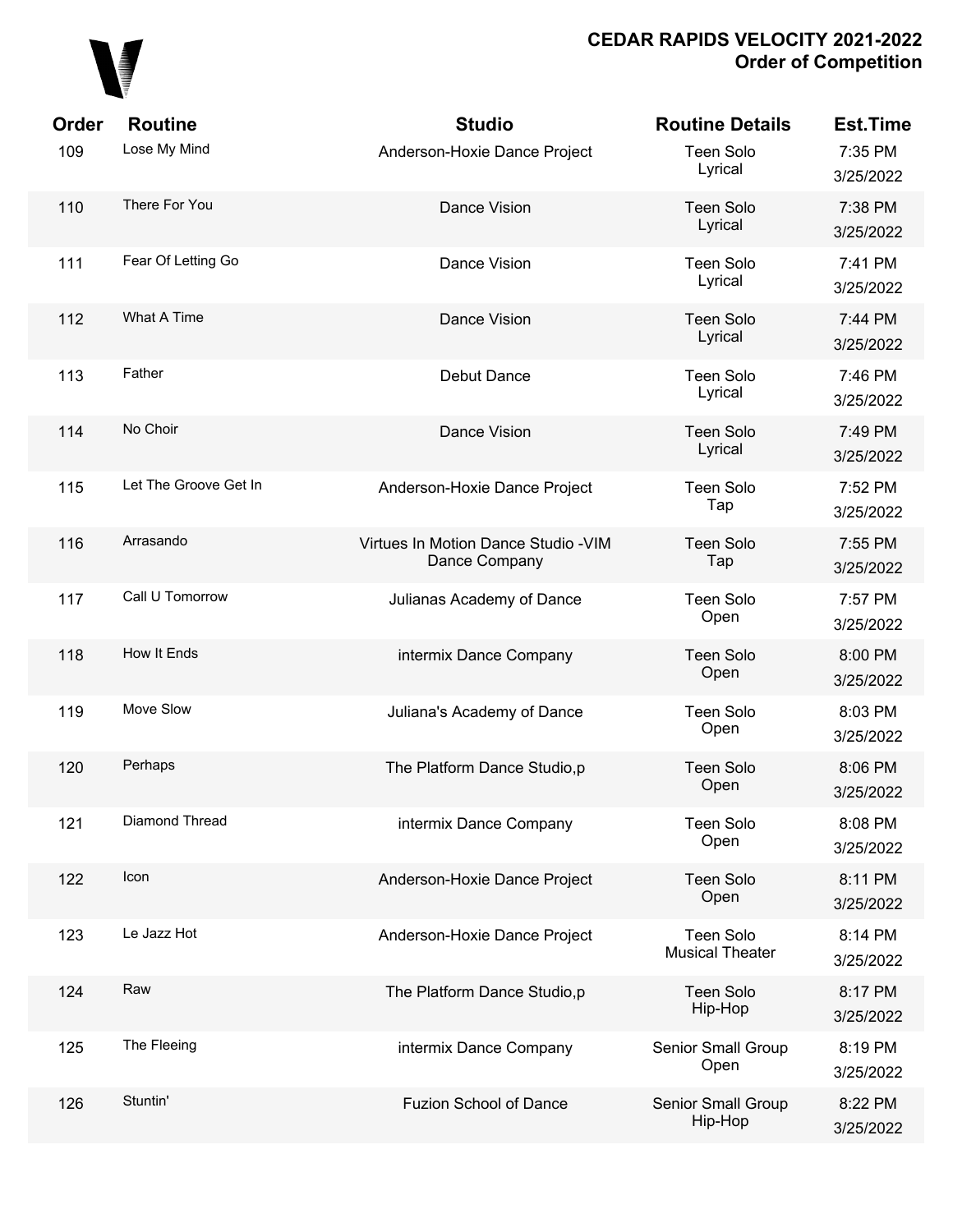**CEDAR RAPIDS VELOCITY 2021-2022**
**Order of Competition**

| Order | Routine | Studio | Routine Details | Est.Time |
|---|---|---|---|---|
| 109 | Lose My Mind | Anderson-Hoxie Dance Project | Teen Solo Lyrical | 7:35 PM 3/25/2022 |
| 110 | There For You | Dance Vision | Teen Solo Lyrical | 7:38 PM 3/25/2022 |
| 111 | Fear Of Letting Go | Dance Vision | Teen Solo Lyrical | 7:41 PM 3/25/2022 |
| 112 | What A Time | Dance Vision | Teen Solo Lyrical | 7:44 PM 3/25/2022 |
| 113 | Father | Debut Dance | Teen Solo Lyrical | 7:46 PM 3/25/2022 |
| 114 | No Choir | Dance Vision | Teen Solo Lyrical | 7:49 PM 3/25/2022 |
| 115 | Let The Groove Get In | Anderson-Hoxie Dance Project | Teen Solo Tap | 7:52 PM 3/25/2022 |
| 116 | Arrasando | Virtues In Motion Dance Studio -VIM Dance Company | Teen Solo Tap | 7:55 PM 3/25/2022 |
| 117 | Call U Tomorrow | Julianas Academy of Dance | Teen Solo Open | 7:57 PM 3/25/2022 |
| 118 | How It Ends | intermix Dance Company | Teen Solo Open | 8:00 PM 3/25/2022 |
| 119 | Move Slow | Juliana's Academy of Dance | Teen Solo Open | 8:03 PM 3/25/2022 |
| 120 | Perhaps | The Platform Dance Studio,p | Teen Solo Open | 8:06 PM 3/25/2022 |
| 121 | Diamond Thread | intermix Dance Company | Teen Solo Open | 8:08 PM 3/25/2022 |
| 122 | Icon | Anderson-Hoxie Dance Project | Teen Solo Open | 8:11 PM 3/25/2022 |
| 123 | Le Jazz Hot | Anderson-Hoxie Dance Project | Teen Solo Musical Theater | 8:14 PM 3/25/2022 |
| 124 | Raw | The Platform Dance Studio,p | Teen Solo Hip-Hop | 8:17 PM 3/25/2022 |
| 125 | The Fleeing | intermix Dance Company | Senior Small Group Open | 8:19 PM 3/25/2022 |
| 126 | Stuntin' | Fuzion School of Dance | Senior Small Group Hip-Hop | 8:22 PM 3/25/2022 |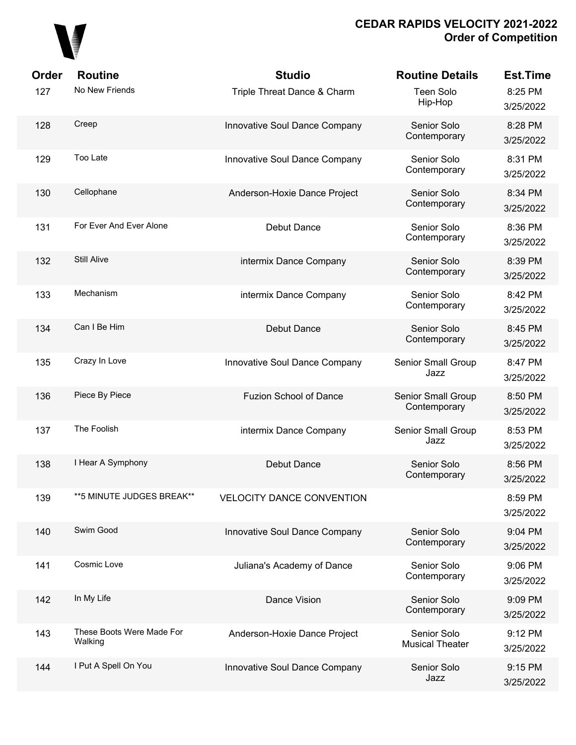## CEDAR RAPIDS VELOCITY 2021-2022
## Order of Competition

| Order | Routine | Studio | Routine Details | Est.Time |
|---|---|---|---|---|
| 127 | No New Friends | Triple Threat Dance & Charm | Teen Solo Hip-Hop | 8:25 PM 3/25/2022 |
| 128 | Creep | Innovative Soul Dance Company | Senior Solo Contemporary | 8:28 PM 3/25/2022 |
| 129 | Too Late | Innovative Soul Dance Company | Senior Solo Contemporary | 8:31 PM 3/25/2022 |
| 130 | Cellophane | Anderson-Hoxie Dance Project | Senior Solo Contemporary | 8:34 PM 3/25/2022 |
| 131 | For Ever And Ever Alone | Debut Dance | Senior Solo Contemporary | 8:36 PM 3/25/2022 |
| 132 | Still Alive | intermix Dance Company | Senior Solo Contemporary | 8:39 PM 3/25/2022 |
| 133 | Mechanism | intermix Dance Company | Senior Solo Contemporary | 8:42 PM 3/25/2022 |
| 134 | Can I Be Him | Debut Dance | Senior Solo Contemporary | 8:45 PM 3/25/2022 |
| 135 | Crazy In Love | Innovative Soul Dance Company | Senior Small Group Jazz | 8:47 PM 3/25/2022 |
| 136 | Piece By Piece | Fuzion School of Dance | Senior Small Group Contemporary | 8:50 PM 3/25/2022 |
| 137 | The Foolish | intermix Dance Company | Senior Small Group Jazz | 8:53 PM 3/25/2022 |
| 138 | I Hear A Symphony | Debut Dance | Senior Solo Contemporary | 8:56 PM 3/25/2022 |
| 139 | **5 MINUTE JUDGES BREAK** | VELOCITY DANCE CONVENTION | | 8:59 PM 3/25/2022 |
| 140 | Swim Good | Innovative Soul Dance Company | Senior Solo Contemporary | 9:04 PM 3/25/2022 |
| 141 | Cosmic Love | Juliana's Academy of Dance | Senior Solo Contemporary | 9:06 PM 3/25/2022 |
| 142 | In My Life | Dance Vision | Senior Solo Contemporary | 9:09 PM 3/25/2022 |
| 143 | These Boots Were Made For Walking | Anderson-Hoxie Dance Project | Senior Solo Musical Theater | 9:12 PM 3/25/2022 |
| 144 | I Put A Spell On You | Innovative Soul Dance Company | Senior Solo Jazz | 9:15 PM 3/25/2022 |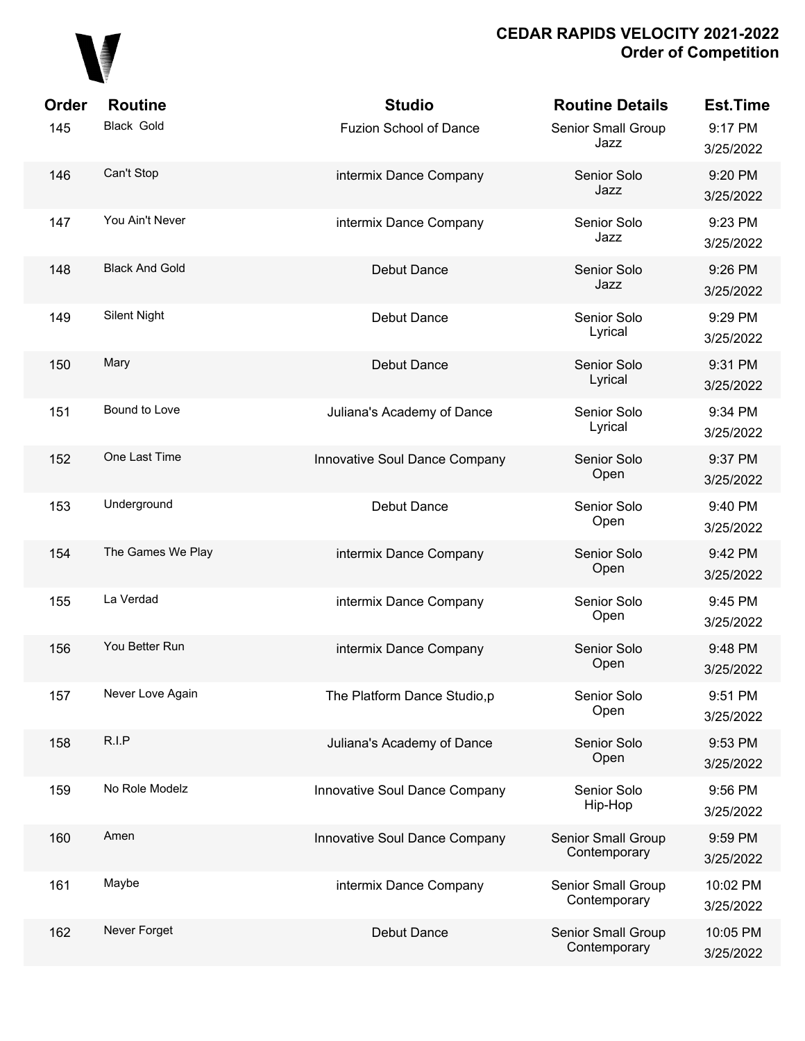**CEDAR RAPIDS VELOCITY 2021-2022**
**Order of Competition**

| Order | Routine | Studio | Routine Details | Est.Time |
|---|---|---|---|---|
| 145 | Black Gold | Fuzion School of Dance | Senior Small Group Jazz | 9:17 PM 3/25/2022 |
| 146 | Can't Stop | intermix Dance Company | Senior Solo Jazz | 9:20 PM 3/25/2022 |
| 147 | You Ain't Never | intermix Dance Company | Senior Solo Jazz | 9:23 PM 3/25/2022 |
| 148 | Black And Gold | Debut Dance | Senior Solo Jazz | 9:26 PM 3/25/2022 |
| 149 | Silent Night | Debut Dance | Senior Solo Lyrical | 9:29 PM 3/25/2022 |
| 150 | Mary | Debut Dance | Senior Solo Lyrical | 9:31 PM 3/25/2022 |
| 151 | Bound to Love | Juliana's Academy of Dance | Senior Solo Lyrical | 9:34 PM 3/25/2022 |
| 152 | One Last Time | Innovative Soul Dance Company | Senior Solo Open | 9:37 PM 3/25/2022 |
| 153 | Underground | Debut Dance | Senior Solo Open | 9:40 PM 3/25/2022 |
| 154 | The Games We Play | intermix Dance Company | Senior Solo Open | 9:42 PM 3/25/2022 |
| 155 | La Verdad | intermix Dance Company | Senior Solo Open | 9:45 PM 3/25/2022 |
| 156 | You Better Run | intermix Dance Company | Senior Solo Open | 9:48 PM 3/25/2022 |
| 157 | Never Love Again | The Platform Dance Studio,p | Senior Solo Open | 9:51 PM 3/25/2022 |
| 158 | R.I.P | Juliana's Academy of Dance | Senior Solo Open | 9:53 PM 3/25/2022 |
| 159 | No Role Modelz | Innovative Soul Dance Company | Senior Solo Hip-Hop | 9:56 PM 3/25/2022 |
| 160 | Amen | Innovative Soul Dance Company | Senior Small Group Contemporary | 9:59 PM 3/25/2022 |
| 161 | Maybe | intermix Dance Company | Senior Small Group Contemporary | 10:02 PM 3/25/2022 |
| 162 | Never Forget | Debut Dance | Senior Small Group Contemporary | 10:05 PM 3/25/2022 |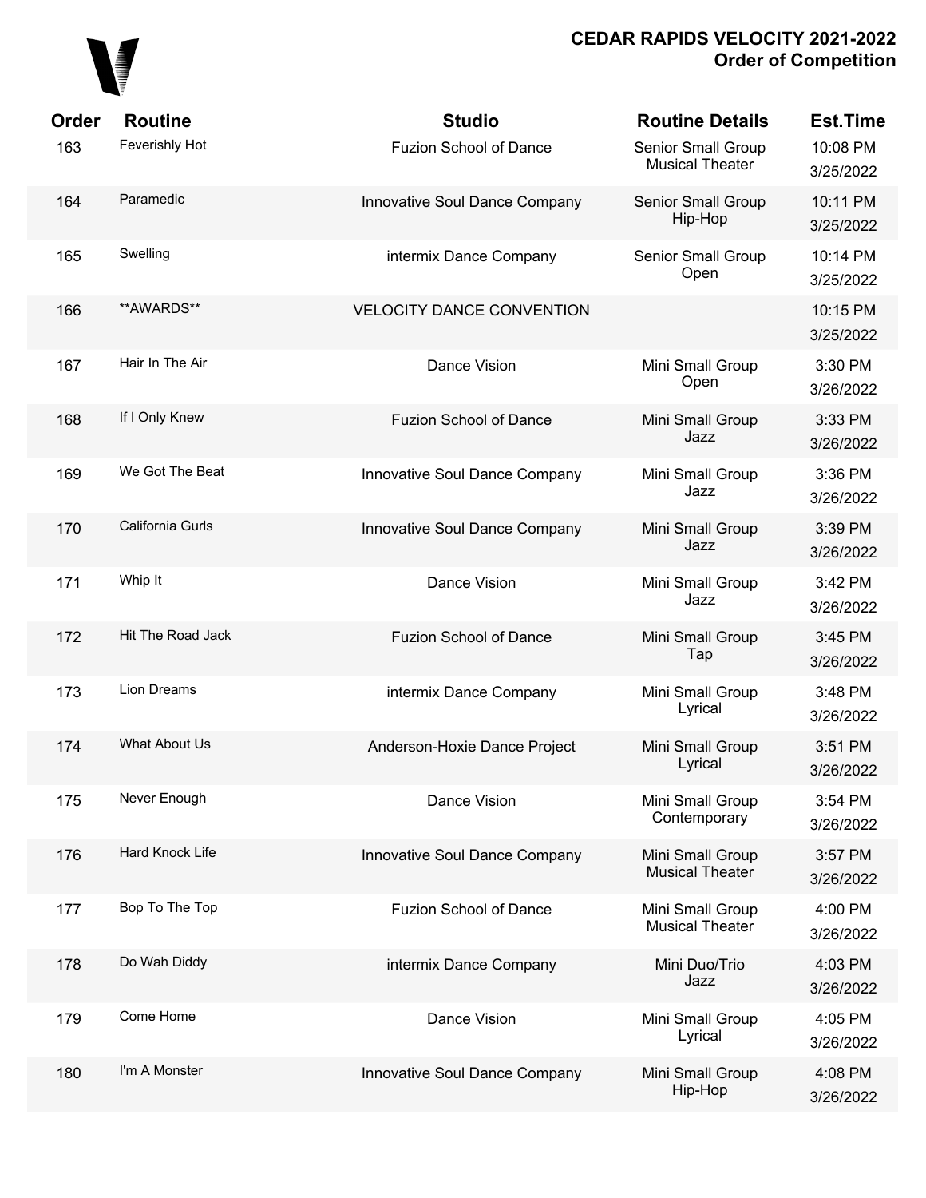# CEDAR RAPIDS VELOCITY 2021-2022
## Order of Competition

| Order | Routine | Studio | Routine Details | Est.Time |
|---|---|---|---|---|
| 163 | Feverishly Hot | Fuzion School of Dance | Senior Small Group Musical Theater | 10:08 PM 3/25/2022 |
| 164 | Paramedic | Innovative Soul Dance Company | Senior Small Group Hip-Hop | 10:11 PM 3/25/2022 |
| 165 | Swelling | intermix Dance Company | Senior Small Group Open | 10:14 PM 3/25/2022 |
| 166 | **AWARDS** | VELOCITY DANCE CONVENTION | | 10:15 PM 3/25/2022 |
| 167 | Hair In The Air | Dance Vision | Mini Small Group Open | 3:30 PM 3/26/2022 |
| 168 | If I Only Knew | Fuzion School of Dance | Mini Small Group Jazz | 3:33 PM 3/26/2022 |
| 169 | We Got The Beat | Innovative Soul Dance Company | Mini Small Group Jazz | 3:36 PM 3/26/2022 |
| 170 | California Gurls | Innovative Soul Dance Company | Mini Small Group Jazz | 3:39 PM 3/26/2022 |
| 171 | Whip It | Dance Vision | Mini Small Group Jazz | 3:42 PM 3/26/2022 |
| 172 | Hit The Road Jack | Fuzion School of Dance | Mini Small Group Tap | 3:45 PM 3/26/2022 |
| 173 | Lion Dreams | intermix Dance Company | Mini Small Group Lyrical | 3:48 PM 3/26/2022 |
| 174 | What About Us | Anderson-Hoxie Dance Project | Mini Small Group Lyrical | 3:51 PM 3/26/2022 |
| 175 | Never Enough | Dance Vision | Mini Small Group Contemporary | 3:54 PM 3/26/2022 |
| 176 | Hard Knock Life | Innovative Soul Dance Company | Mini Small Group Musical Theater | 3:57 PM 3/26/2022 |
| 177 | Bop To The Top | Fuzion School of Dance | Mini Small Group Musical Theater | 4:00 PM 3/26/2022 |
| 178 | Do Wah Diddy | intermix Dance Company | Mini Duo/Trio Jazz | 4:03 PM 3/26/2022 |
| 179 | Come Home | Dance Vision | Mini Small Group Lyrical | 4:05 PM 3/26/2022 |
| 180 | I'm A Monster | Innovative Soul Dance Company | Mini Small Group Hip-Hop | 4:08 PM 3/26/2022 |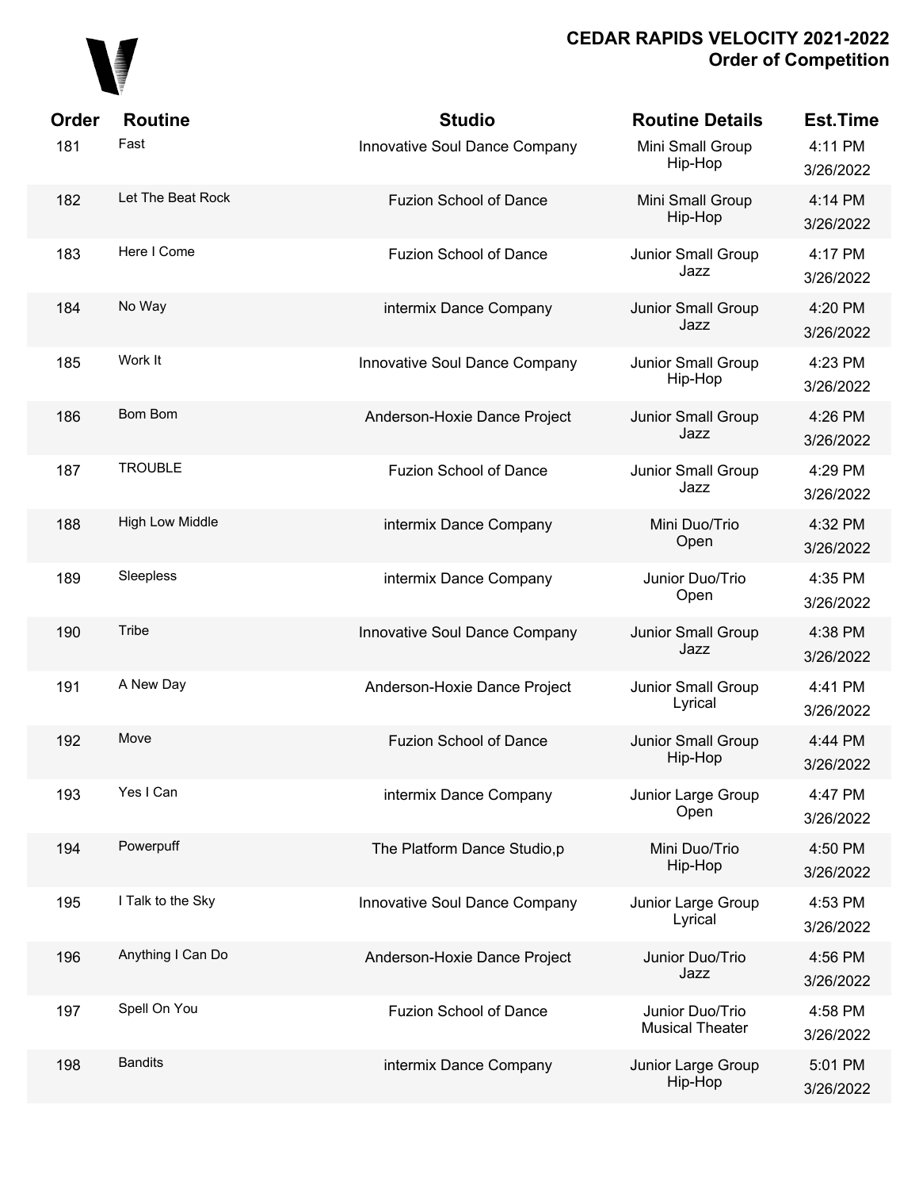## CEDAR RAPIDS VELOCITY 2021-2022
## Order of Competition

| Order | Routine | Studio | Routine Details | Est.Time |
|---|---|---|---|---|
| 181 | Fast | Innovative Soul Dance Company | Mini Small Group Hip-Hop | 4:11 PM 3/26/2022 |
| 182 | Let The Beat Rock | Fuzion School of Dance | Mini Small Group Hip-Hop | 4:14 PM 3/26/2022 |
| 183 | Here I Come | Fuzion School of Dance | Junior Small Group Jazz | 4:17 PM 3/26/2022 |
| 184 | No Way | intermix Dance Company | Junior Small Group Jazz | 4:20 PM 3/26/2022 |
| 185 | Work It | Innovative Soul Dance Company | Junior Small Group Hip-Hop | 4:23 PM 3/26/2022 |
| 186 | Bom Bom | Anderson-Hoxie Dance Project | Junior Small Group Jazz | 4:26 PM 3/26/2022 |
| 187 | TROUBLE | Fuzion School of Dance | Junior Small Group Jazz | 4:29 PM 3/26/2022 |
| 188 | High Low Middle | intermix Dance Company | Mini Duo/Trio Open | 4:32 PM 3/26/2022 |
| 189 | Sleepless | intermix Dance Company | Junior Duo/Trio Open | 4:35 PM 3/26/2022 |
| 190 | Tribe | Innovative Soul Dance Company | Junior Small Group Jazz | 4:38 PM 3/26/2022 |
| 191 | A New Day | Anderson-Hoxie Dance Project | Junior Small Group Lyrical | 4:41 PM 3/26/2022 |
| 192 | Move | Fuzion School of Dance | Junior Small Group Hip-Hop | 4:44 PM 3/26/2022 |
| 193 | Yes I Can | intermix Dance Company | Junior Large Group Open | 4:47 PM 3/26/2022 |
| 194 | Powerpuff | The Platform Dance Studio,p | Mini Duo/Trio Hip-Hop | 4:50 PM 3/26/2022 |
| 195 | I Talk to the Sky | Innovative Soul Dance Company | Junior Large Group Lyrical | 4:53 PM 3/26/2022 |
| 196 | Anything I Can Do | Anderson-Hoxie Dance Project | Junior Duo/Trio Jazz | 4:56 PM 3/26/2022 |
| 197 | Spell On You | Fuzion School of Dance | Junior Duo/Trio Musical Theater | 4:58 PM 3/26/2022 |
| 198 | Bandits | intermix Dance Company | Junior Large Group Hip-Hop | 5:01 PM 3/26/2022 |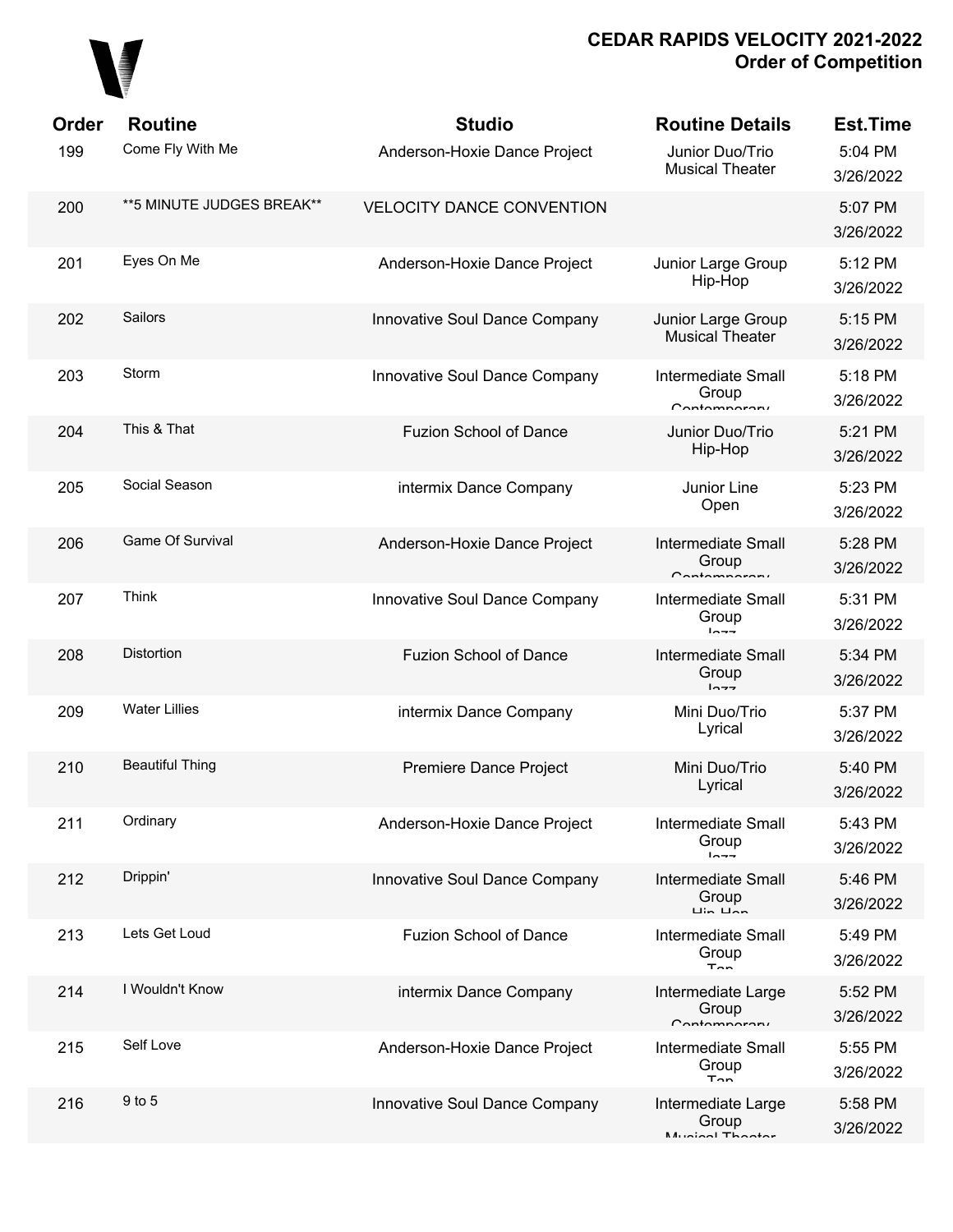# CEDAR RAPIDS VELOCITY 2021-2022
## Order of Competition

| Order | Routine | Studio | Routine Details | Est.Time |
|---|---|---|---|---|
| 199 | Come Fly With Me | Anderson-Hoxie Dance Project | Junior Duo/Trio Musical Theater | 5:04 PM 3/26/2022 |
| 200 | **5 MINUTE JUDGES BREAK** | VELOCITY DANCE CONVENTION | | 5:07 PM 3/26/2022 |
| 201 | Eyes On Me | Anderson-Hoxie Dance Project | Junior Large Group Hip-Hop | 5:12 PM 3/26/2022 |
| 202 | Sailors | Innovative Soul Dance Company | Junior Large Group Musical Theater | 5:15 PM 3/26/2022 |
| 203 | Storm | Innovative Soul Dance Company | Intermediate Small Group Contemporary | 5:18 PM 3/26/2022 |
| 204 | This & That | Fuzion School of Dance | Junior Duo/Trio Hip-Hop | 5:21 PM 3/26/2022 |
| 205 | Social Season | intermix Dance Company | Junior Line Open | 5:23 PM 3/26/2022 |
| 206 | Game Of Survival | Anderson-Hoxie Dance Project | Intermediate Small Group Contemporary | 5:28 PM 3/26/2022 |
| 207 | Think | Innovative Soul Dance Company | Intermediate Small Group Jazz | 5:31 PM 3/26/2022 |
| 208 | Distortion | Fuzion School of Dance | Intermediate Small Group Jazz | 5:34 PM 3/26/2022 |
| 209 | Water Lillies | intermix Dance Company | Mini Duo/Trio Lyrical | 5:37 PM 3/26/2022 |
| 210 | Beautiful Thing | Premiere Dance Project | Mini Duo/Trio Lyrical | 5:40 PM 3/26/2022 |
| 211 | Ordinary | Anderson-Hoxie Dance Project | Intermediate Small Group Jazz | 5:43 PM 3/26/2022 |
| 212 | Drippin' | Innovative Soul Dance Company | Intermediate Small Group Hip-Hop | 5:46 PM 3/26/2022 |
| 213 | Lets Get Loud | Fuzion School of Dance | Intermediate Small Group Tap | 5:49 PM 3/26/2022 |
| 214 | I Wouldn't Know | intermix Dance Company | Intermediate Large Group Contemporary | 5:52 PM 3/26/2022 |
| 215 | Self Love | Anderson-Hoxie Dance Project | Intermediate Small Group Tap | 5:55 PM 3/26/2022 |
| 216 | 9 to 5 | Innovative Soul Dance Company | Intermediate Large Group Musical Theater | 5:58 PM 3/26/2022 |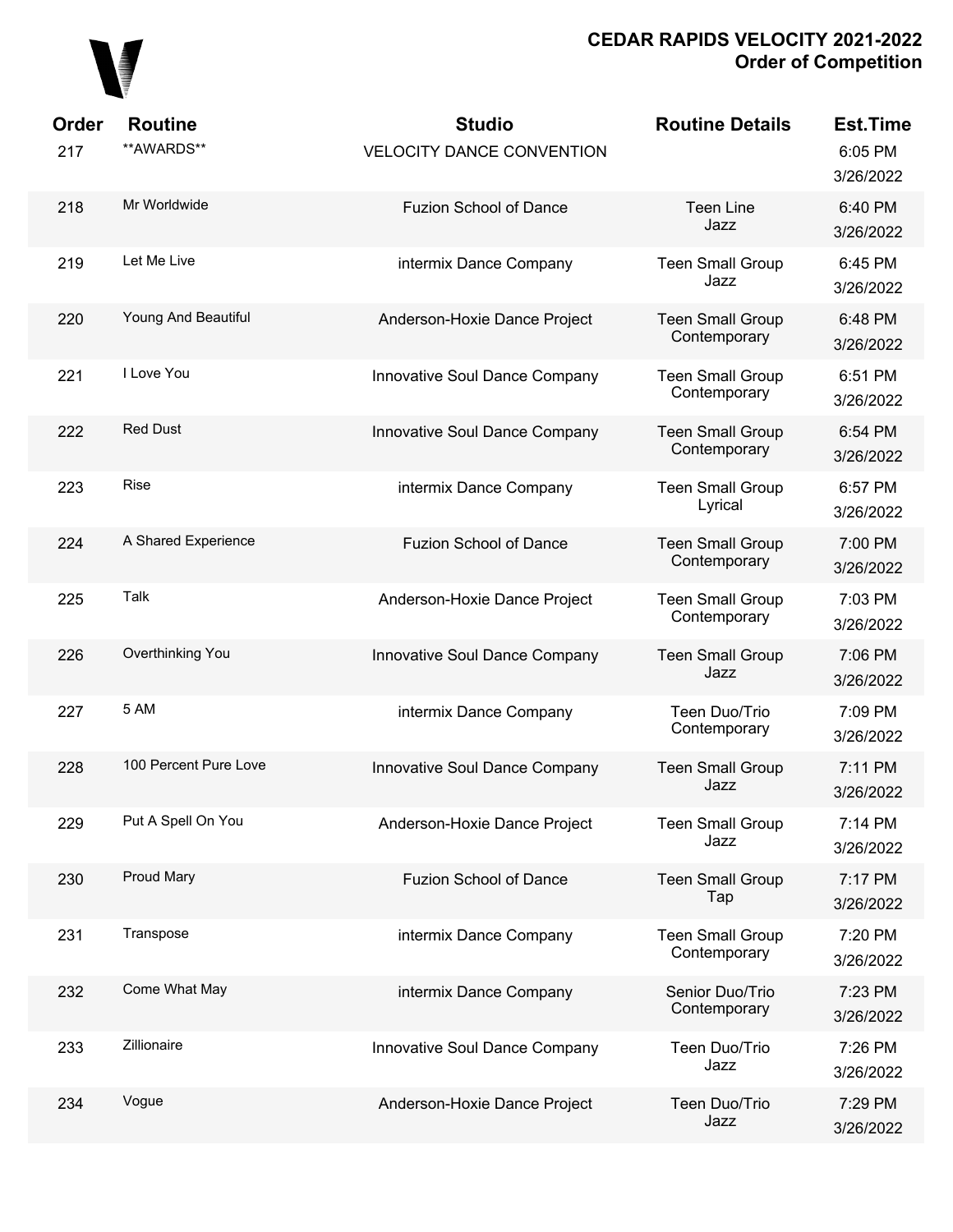# CEDAR RAPIDS VELOCITY 2021-2022
## Order of Competition

| Order | Routine | Studio | Routine Details | Est.Time |
|---|---|---|---|---|
| 217 | **AWARDS** | VELOCITY DANCE CONVENTION | | 6:05 PM 3/26/2022 |
| 218 | Mr Worldwide | Fuzion School of Dance | Teen Line Jazz | 6:40 PM 3/26/2022 |
| 219 | Let Me Live | intermix Dance Company | Teen Small Group Jazz | 6:45 PM 3/26/2022 |
| 220 | Young And Beautiful | Anderson-Hoxie Dance Project | Teen Small Group Contemporary | 6:48 PM 3/26/2022 |
| 221 | I Love You | Innovative Soul Dance Company | Teen Small Group Contemporary | 6:51 PM 3/26/2022 |
| 222 | Red Dust | Innovative Soul Dance Company | Teen Small Group Contemporary | 6:54 PM 3/26/2022 |
| 223 | Rise | intermix Dance Company | Teen Small Group Lyrical | 6:57 PM 3/26/2022 |
| 224 | A Shared Experience | Fuzion School of Dance | Teen Small Group Contemporary | 7:00 PM 3/26/2022 |
| 225 | Talk | Anderson-Hoxie Dance Project | Teen Small Group Contemporary | 7:03 PM 3/26/2022 |
| 226 | Overthinking You | Innovative Soul Dance Company | Teen Small Group Jazz | 7:06 PM 3/26/2022 |
| 227 | 5 AM | intermix Dance Company | Teen Duo/Trio Contemporary | 7:09 PM 3/26/2022 |
| 228 | 100 Percent Pure Love | Innovative Soul Dance Company | Teen Small Group Jazz | 7:11 PM 3/26/2022 |
| 229 | Put A Spell On You | Anderson-Hoxie Dance Project | Teen Small Group Jazz | 7:14 PM 3/26/2022 |
| 230 | Proud Mary | Fuzion School of Dance | Teen Small Group Tap | 7:17 PM 3/26/2022 |
| 231 | Transpose | intermix Dance Company | Teen Small Group Contemporary | 7:20 PM 3/26/2022 |
| 232 | Come What May | intermix Dance Company | Senior Duo/Trio Contemporary | 7:23 PM 3/26/2022 |
| 233 | Zillionaire | Innovative Soul Dance Company | Teen Duo/Trio Jazz | 7:26 PM 3/26/2022 |
| 234 | Vogue | Anderson-Hoxie Dance Project | Teen Duo/Trio Jazz | 7:29 PM 3/26/2022 |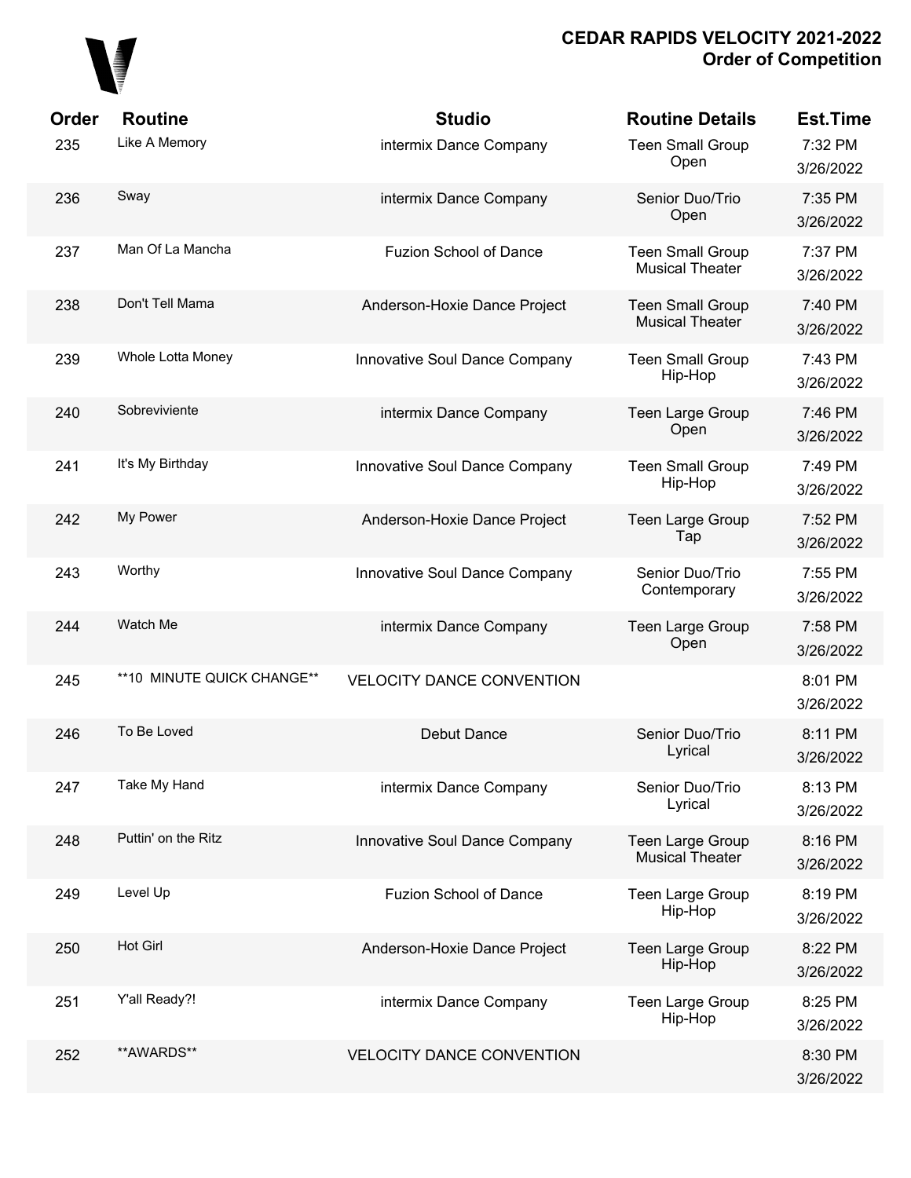# CEDAR RAPIDS VELOCITY 2021-2022
## Order of Competition

| Order | Routine | Studio | Routine Details | Est.Time |
|---|---|---|---|---|
| 235 | Like A Memory | intermix Dance Company | Teen Small Group Open | 7:32 PM 3/26/2022 |
| 236 | Sway | intermix Dance Company | Senior Duo/Trio Open | 7:35 PM 3/26/2022 |
| 237 | Man Of La Mancha | Fuzion School of Dance | Teen Small Group Musical Theater | 7:37 PM 3/26/2022 |
| 238 | Don't Tell Mama | Anderson-Hoxie Dance Project | Teen Small Group Musical Theater | 7:40 PM 3/26/2022 |
| 239 | Whole Lotta Money | Innovative Soul Dance Company | Teen Small Group Hip-Hop | 7:43 PM 3/26/2022 |
| 240 | Sobreviviente | intermix Dance Company | Teen Large Group Open | 7:46 PM 3/26/2022 |
| 241 | It's My Birthday | Innovative Soul Dance Company | Teen Small Group Hip-Hop | 7:49 PM 3/26/2022 |
| 242 | My Power | Anderson-Hoxie Dance Project | Teen Large Group Tap | 7:52 PM 3/26/2022 |
| 243 | Worthy | Innovative Soul Dance Company | Senior Duo/Trio Contemporary | 7:55 PM 3/26/2022 |
| 244 | Watch Me | intermix Dance Company | Teen Large Group Open | 7:58 PM 3/26/2022 |
| 245 | **10 MINUTE QUICK CHANGE** | VELOCITY DANCE CONVENTION | | 8:01 PM 3/26/2022 |
| 246 | To Be Loved | Debut Dance | Senior Duo/Trio Lyrical | 8:11 PM 3/26/2022 |
| 247 | Take My Hand | intermix Dance Company | Senior Duo/Trio Lyrical | 8:13 PM 3/26/2022 |
| 248 | Puttin' on the Ritz | Innovative Soul Dance Company | Teen Large Group Musical Theater | 8:16 PM 3/26/2022 |
| 249 | Level Up | Fuzion School of Dance | Teen Large Group Hip-Hop | 8:19 PM 3/26/2022 |
| 250 | Hot Girl | Anderson-Hoxie Dance Project | Teen Large Group Hip-Hop | 8:22 PM 3/26/2022 |
| 251 | Y'all Ready?! | intermix Dance Company | Teen Large Group Hip-Hop | 8:25 PM 3/26/2022 |
| 252 | **AWARDS** | VELOCITY DANCE CONVENTION | | 8:30 PM 3/26/2022 |